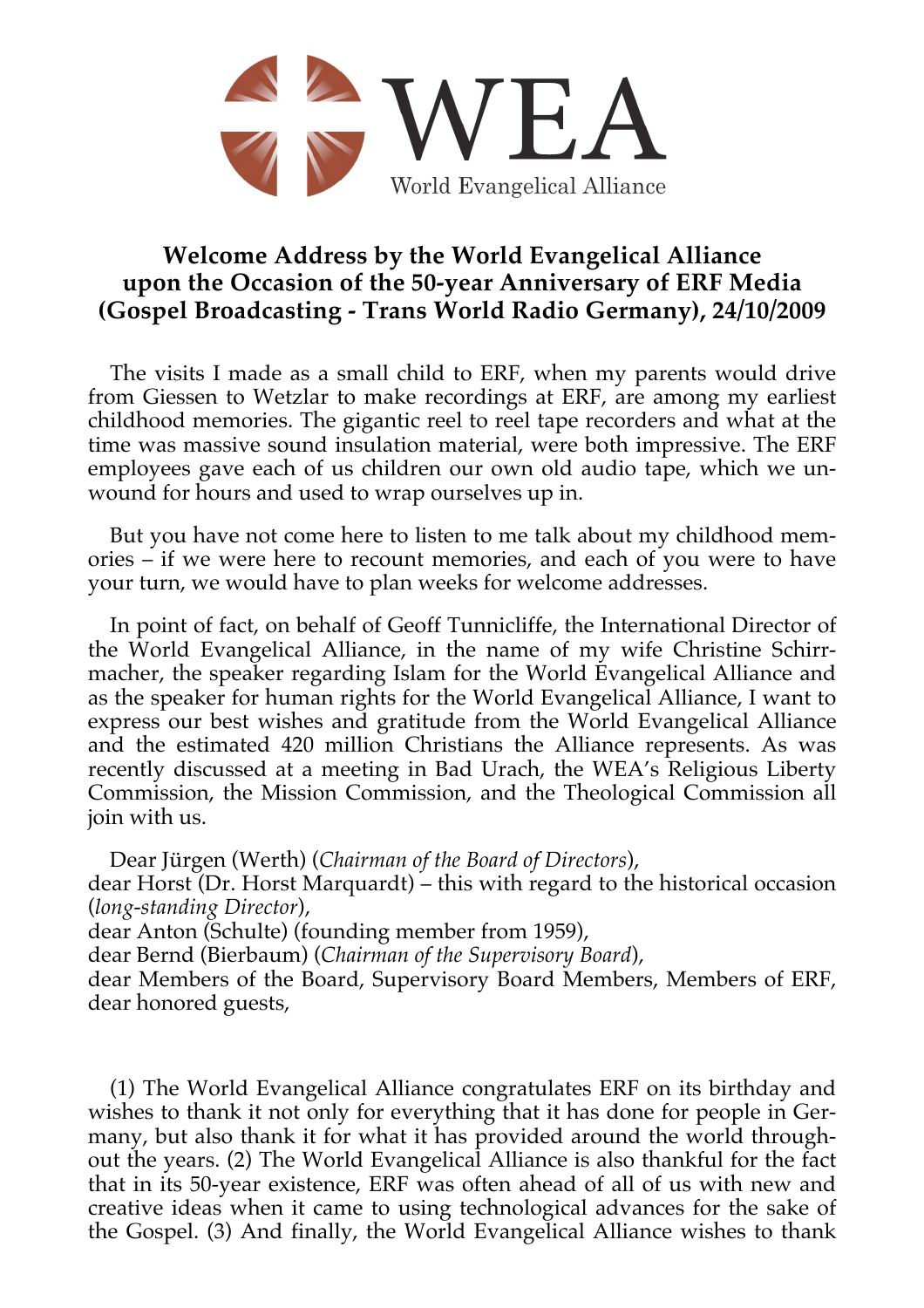WEA

World Evangelical Alliance

# Welcome Address by the World Evangelical Alliance upon the Occasion of the 50-year Anniversary of ERF Media (Gospel Broadcasting - Trans World Radio Germany), 24/10/2009

The visits I made as a small child to ERF, when my parents would drive from Giessen to Wetzlar to make recordings at ERF, are among my earliest childhood memories. The gigantic reel to reel tape recorders and what at the time was massive sound insulation material, were both impressive. The ERF employees gave each of us children our own old audio tape, which we unwound for hours and used to wrap ourselves up in.

But you have not come here to listen to me talk about my childhood memories – if we were here to recount memories, and each of you were to have your turn, we would have to plan weeks for welcome addresses.

In point of fact, on behalf of Geoff Tunnicliffe, the International Director of the World Evangelical Alliance, in the name of my wife Christine Schirrmacher, the speaker regarding Islam for the World Evangelical Alliance and as the speaker for human rights for the World Evangelical Alliance, I want to express our best wishes and gratitude from the World Evangelical Alliance and the estimated 420 million Christians the Alliance represents. As was recently discussed at a meeting in Bad Urach, the WEA's Religious Liberty Commission, the Mission Commission, and the Theological Commission all join with us.

Dear Jürgen (Werth) (*Chairman of the Board of Directors*),
dear Horst (Dr. Horst Marquardt) – this with regard to the historical occasion (*long-standing Director*),
dear Anton (Schulte) (founding member from 1959),
dear Bernd (Bierbaum) (*Chairman of the Supervisory Board*),
dear Members of the Board, Supervisory Board Members, Members of ERF, dear honored guests,

(1) The World Evangelical Alliance congratulates ERF on its birthday and wishes to thank it not only for everything that it has done for people in Germany, but also thank it for what it has provided around the world throughout the years. (2) The World Evangelical Alliance is also thankful for the fact that in its 50-year existence, ERF was often ahead of all of us with new and creative ideas when it came to using technological advances for the sake of the Gospel. (3) And finally, the World Evangelical Alliance wishes to thank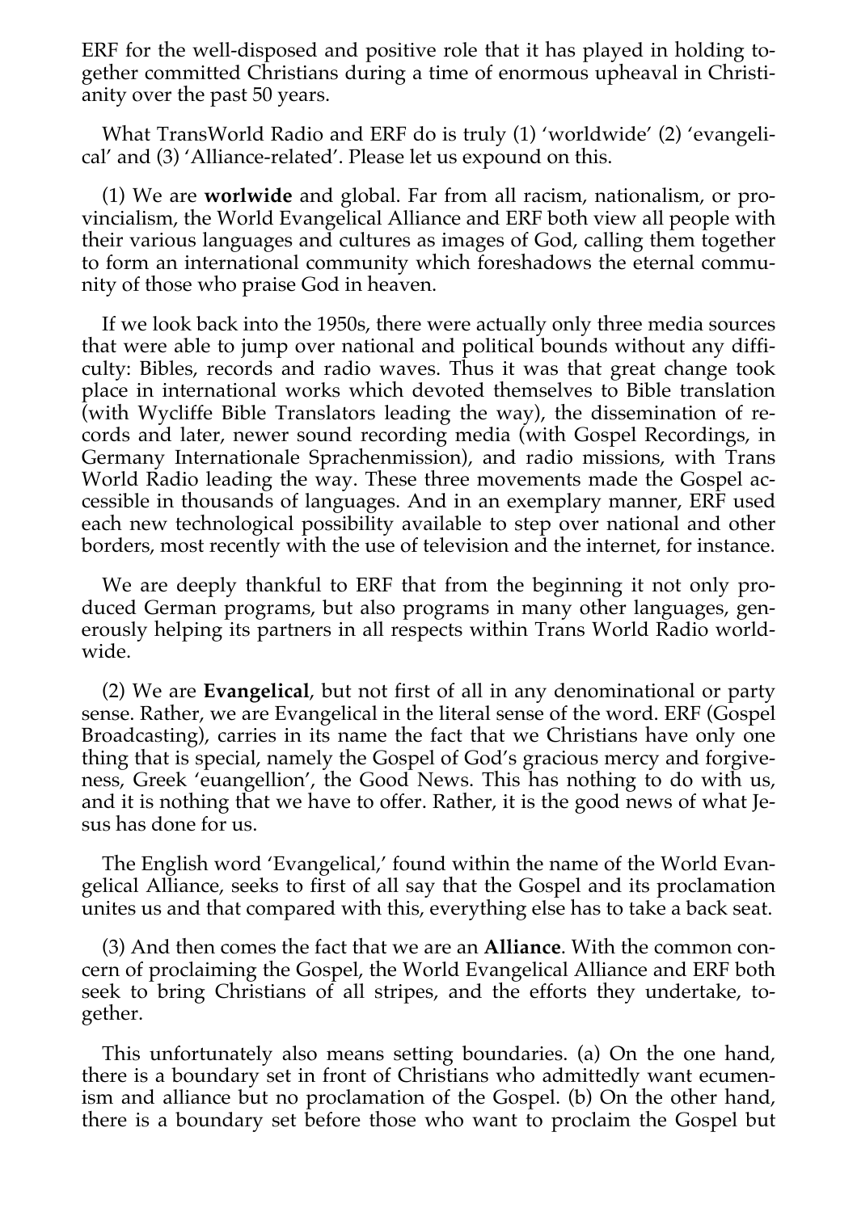ERF for the well-disposed and positive role that it has played in holding together committed Christians during a time of enormous upheaval in Christianity over the past 50 years.

What TransWorld Radio and ERF do is truly (1) 'worldwide' (2) 'evangelical' and (3) 'Alliance-related'. Please let us expound on this.

(1) We are **worlwide** and global. Far from all racism, nationalism, or provincialism, the World Evangelical Alliance and ERF both view all people with their various languages and cultures as images of God, calling them together to form an international community which foreshadows the eternal community of those who praise God in heaven.

If we look back into the 1950s, there were actually only three media sources that were able to jump over national and political bounds without any difficulty: Bibles, records and radio waves. Thus it was that great change took place in international works which devoted themselves to Bible translation (with Wycliffe Bible Translators leading the way), the dissemination of records and later, newer sound recording media (with Gospel Recordings, in Germany Internationale Sprachenmission), and radio missions, with Trans World Radio leading the way. These three movements made the Gospel accessible in thousands of languages. And in an exemplary manner, ERF used each new technological possibility available to step over national and other borders, most recently with the use of television and the internet, for instance.

We are deeply thankful to ERF that from the beginning it not only produced German programs, but also programs in many other languages, generously helping its partners in all respects within Trans World Radio worldwide.

(2) We are **Evangelical**, but not first of all in any denominational or party sense. Rather, we are Evangelical in the literal sense of the word. ERF (Gospel Broadcasting), carries in its name the fact that we Christians have only one thing that is special, namely the Gospel of God's gracious mercy and forgiveness, Greek 'euangellion', the Good News. This has nothing to do with us, and it is nothing that we have to offer. Rather, it is the good news of what Jesus has done for us.

The English word 'Evangelical,' found within the name of the World Evangelical Alliance, seeks to first of all say that the Gospel and its proclamation unites us and that compared with this, everything else has to take a back seat.

(3) And then comes the fact that we are an **Alliance**. With the common concern of proclaiming the Gospel, the World Evangelical Alliance and ERF both seek to bring Christians of all stripes, and the efforts they undertake, together.

This unfortunately also means setting boundaries. (a) On the one hand, there is a boundary set in front of Christians who admittedly want ecumenism and alliance but no proclamation of the Gospel. (b) On the other hand, there is a boundary set before those who want to proclaim the Gospel but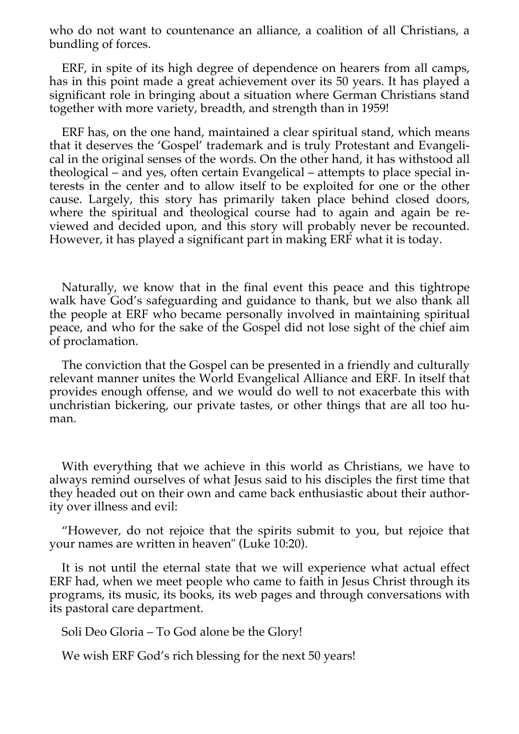who do not want to countenance an alliance, a coalition of all Christians, a bundling of forces.

ERF, in spite of its high degree of dependence on hearers from all camps, has in this point made a great achievement over its 50 years. It has played a significant role in bringing about a situation where German Christians stand together with more variety, breadth, and strength than in 1959!

ERF has, on the one hand, maintained a clear spiritual stand, which means that it deserves the 'Gospel' trademark and is truly Protestant and Evangelical in the original senses of the words. On the other hand, it has withstood all theological – and yes, often certain Evangelical – attempts to place special interests in the center and to allow itself to be exploited for one or the other cause. Largely, this story has primarily taken place behind closed doors, where the spiritual and theological course had to again and again be reviewed and decided upon, and this story will probably never be recounted. However, it has played a significant part in making ERF what it is today.

Naturally, we know that in the final event this peace and this tightrope walk have God's safeguarding and guidance to thank, but we also thank all the people at ERF who became personally involved in maintaining spiritual peace, and who for the sake of the Gospel did not lose sight of the chief aim of proclamation.

The conviction that the Gospel can be presented in a friendly and culturally relevant manner unites the World Evangelical Alliance and ERF. In itself that provides enough offense, and we would do well to not exacerbate this with unchristian bickering, our private tastes, or other things that are all too human.

With everything that we achieve in this world as Christians, we have to always remind ourselves of what Jesus said to his disciples the first time that they headed out on their own and came back enthusiastic about their authority over illness and evil:

"However, do not rejoice that the spirits submit to you, but rejoice that your names are written in heaven" (Luke 10:20).

It is not until the eternal state that we will experience what actual effect ERF had, when we meet people who came to faith in Jesus Christ through its programs, its music, its books, its web pages and through conversations with its pastoral care department.

Soli Deo Gloria – To God alone be the Glory!

We wish ERF God's rich blessing for the next 50 years!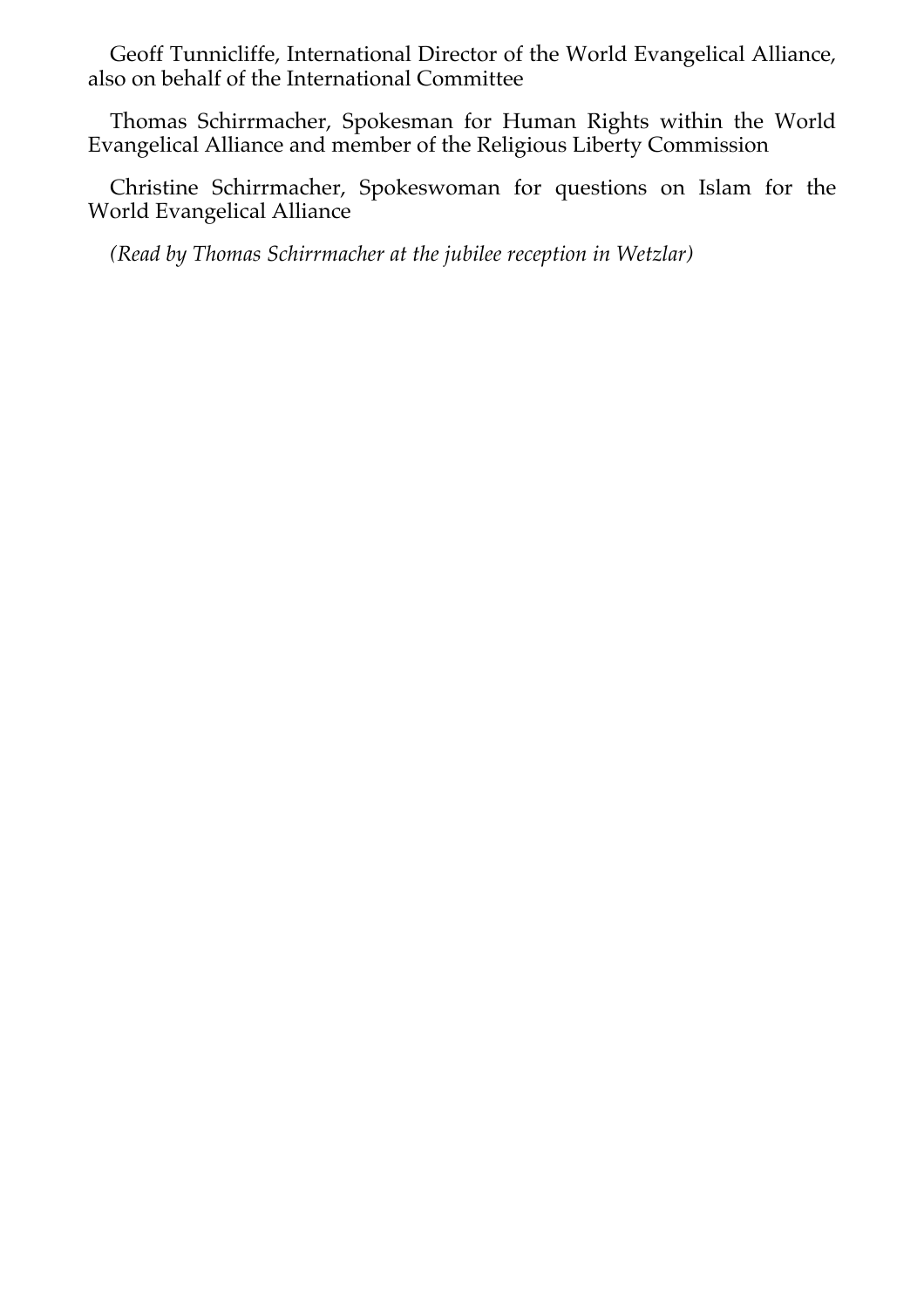Geoff Tunnicliffe, International Director of the World Evangelical Alliance, also on behalf of the International Committee

Thomas Schirrmacher, Spokesman for Human Rights within the World Evangelical Alliance and member of the Religious Liberty Commission

Christine Schirrmacher, Spokeswoman for questions on Islam for the World Evangelical Alliance

*(Read by Thomas Schirrmacher at the jubilee reception in Wetzlar)*